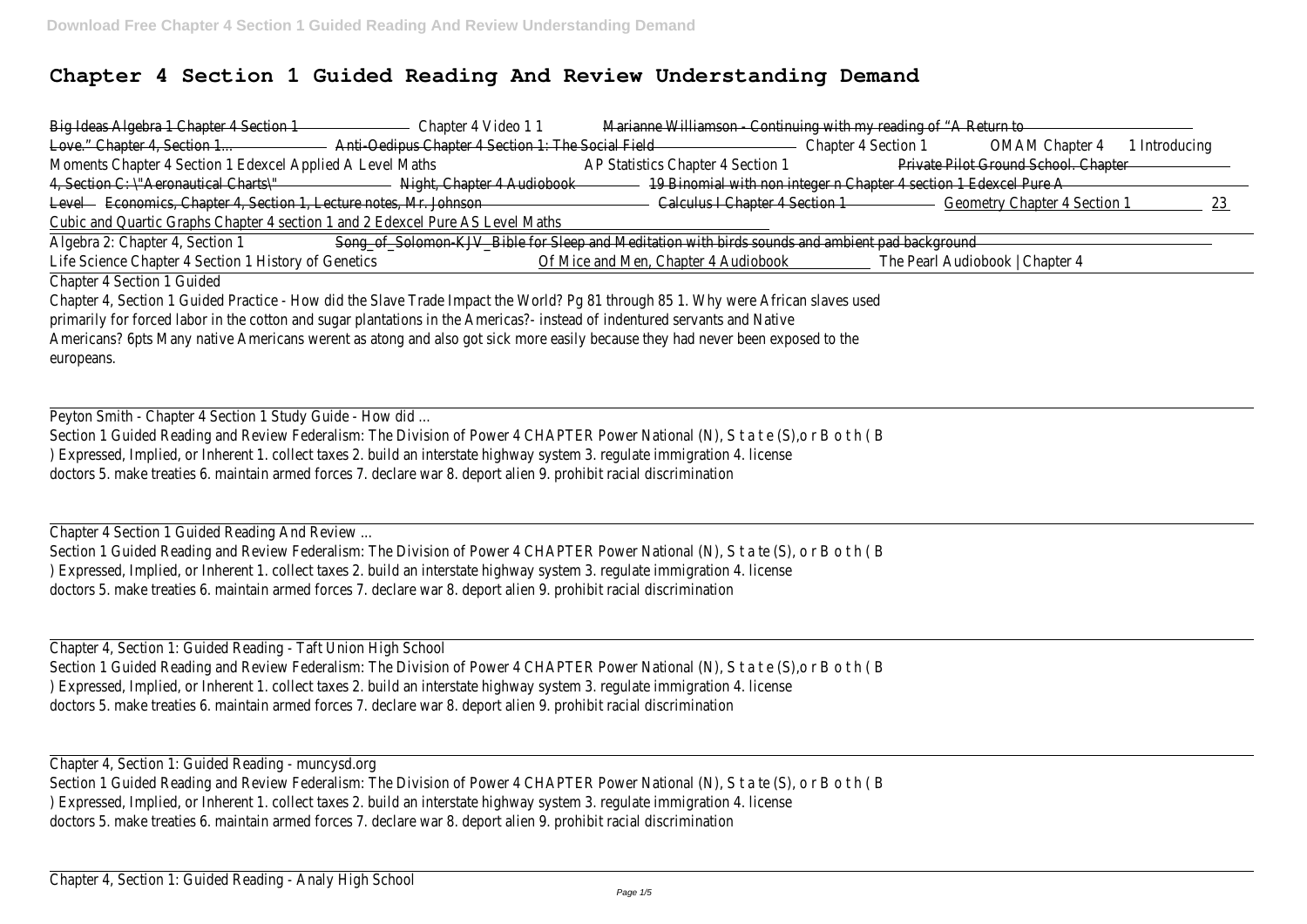# Chapter 4 Section 1 Guided Reading And Review Understanding Demand

Big Ideas Algebra 1 Chapter 4 Section 1 Chapter 4 Video 1 1 Marianne Williamson - Continuing with my reading of "A Return to Love." Chapter 4, Section 1... Anti-Oedipus Chapter 4 Section 1: The Social Field Chapter 4 Section 1 OMAM Chapter 4 1 Introducing Moments Chapter 4 Section 1 Edexcel Applied A Level Maths AP Statistics Chapter 4 Section 1 Private Pilot Ground School. Chapter 4, Section C: \"Aeronautical Charts\" Night, Chapter 4 Audiobook 19 Binomial with non integer n Chapter 4 section 1 Edexcel Pure A Level Economics, Chapter 4, Section 1, Lecture notes, Mr. Johnson Calculus I Chapter 4 Section 1 Geometry Chapter 4 Section 1 23 Cubic and Quartic Graphs Chapter 4 section 1 and 2 Edexcel Pure AS Level Maths

Algebra 2: Chapter 4, Section 1 Song_of_Solomon-KJV_Bible for Sleep and Meditation with birds sounds and ambient pad background
Life Science Chapter 4 Section 1 History of Genetics Of Mice and Men, Chapter 4 Audiobook The Pearl Audiobook | Chapter 4

Chapter 4 Section 1 Guided
Chapter 4, Section 1 Guided Practice - How did the Slave Trade Impact the World? Pg 81 through 85 1. Why were African slaves used primarily for forced labor in the cotton and sugar plantations in the Americas?- instead of indentured servants and Native Americans? 6pts Many native Americans werent as atong and also got sick more easily because they had never been exposed to the europeans.

Peyton Smith - Chapter 4 Section 1 Study Guide - How did ...
Section 1 Guided Reading and Review Federalism: The Division of Power 4 CHAPTER Power National (N), S t a t e (S),o r B o t h ( B ) Expressed, Implied, or Inherent 1. collect taxes 2. build an interstate highway system 3. regulate immigration 4. license doctors 5. make treaties 6. maintain armed forces 7. declare war 8. deport alien 9. prohibit racial discrimination

Chapter 4 Section 1 Guided Reading And Review ...
Section 1 Guided Reading and Review Federalism: The Division of Power 4 CHAPTER Power National (N), S t a te (S), o r B o t h ( B ) Expressed, Implied, or Inherent 1. collect taxes 2. build an interstate highway system 3. regulate immigration 4. license doctors 5. make treaties 6. maintain armed forces 7. declare war 8. deport alien 9. prohibit racial discrimination

Chapter 4, Section 1: Guided Reading - Taft Union High School
Section 1 Guided Reading and Review Federalism: The Division of Power 4 CHAPTER Power National (N), S t a t e (S),o r B o t h ( B ) Expressed, Implied, or Inherent 1. collect taxes 2. build an interstate highway system 3. regulate immigration 4. license doctors 5. make treaties 6. maintain armed forces 7. declare war 8. deport alien 9. prohibit racial discrimination

Chapter 4, Section 1: Guided Reading - muncysd.org
Section 1 Guided Reading and Review Federalism: The Division of Power 4 CHAPTER Power National (N), S t a te (S), o r B o t h ( B ) Expressed, Implied, or Inherent 1. collect taxes 2. build an interstate highway system 3. regulate immigration 4. license doctors 5. make treaties 6. maintain armed forces 7. declare war 8. deport alien 9. prohibit racial discrimination

Chapter 4, Section 1: Guided Reading - Analy High School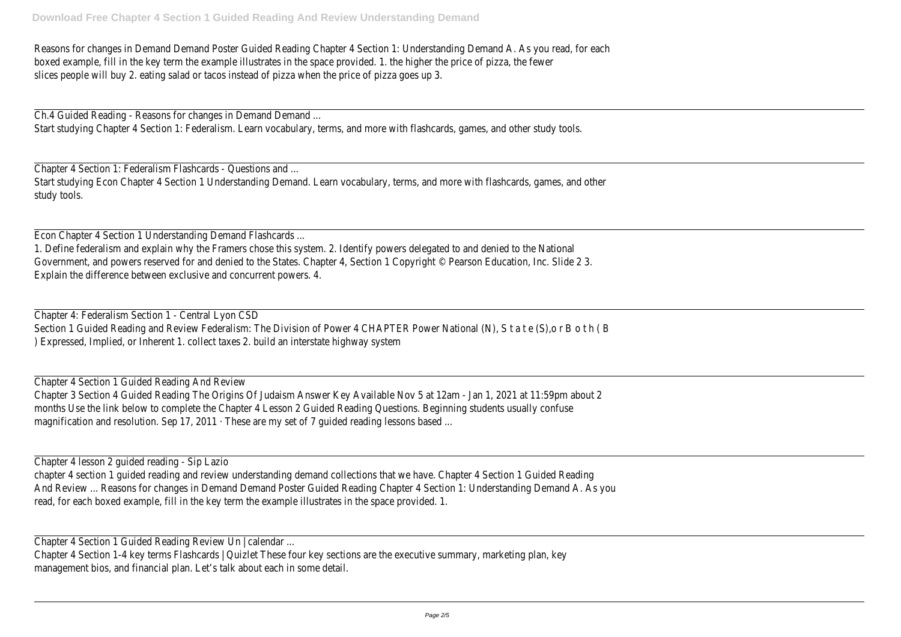Reasons for changes in Demand Demand Poster Guided Reading Chapter 4 Section 1: Understanding Demand A. As you read, for each boxed example, fill in the key term the example illustrates in the space provided. 1. the higher the price of pizza, the fewer slices people will buy 2. eating salad or tacos instead of pizza when the price of pizza goes up 3.

Ch.4 Guided Reading - Reasons for changes in Demand Demand ...
Start studying Chapter 4 Section 1: Federalism. Learn vocabulary, terms, and more with flashcards, games, and other study tools.

Chapter 4 Section 1: Federalism Flashcards - Questions and ...
Start studying Econ Chapter 4 Section 1 Understanding Demand. Learn vocabulary, terms, and more with flashcards, games, and other study tools.

Econ Chapter 4 Section 1 Understanding Demand Flashcards ...
1. Define federalism and explain why the Framers chose this system. 2. Identify powers delegated to and denied to the National Government, and powers reserved for and denied to the States. Chapter 4, Section 1 Copyright © Pearson Education, Inc. Slide 2 3. Explain the difference between exclusive and concurrent powers. 4.

Chapter 4: Federalism Section 1 - Central Lyon CSD
Section 1 Guided Reading and Review Federalism: The Division of Power 4 CHAPTER Power National (N), S t a t e (S),o r B o t h ( B ) Expressed, Implied, or Inherent 1. collect taxes 2. build an interstate highway system

Chapter 4 Section 1 Guided Reading And Review
Chapter 3 Section 4 Guided Reading The Origins Of Judaism Answer Key Available Nov 5 at 12am - Jan 1, 2021 at 11:59pm about 2 months Use the link below to complete the Chapter 4 Lesson 2 Guided Reading Questions. Beginning students usually confuse magnification and resolution. Sep 17, 2011 · These are my set of 7 guided reading lessons based ...

Chapter 4 lesson 2 guided reading - Sip Lazio
chapter 4 section 1 guided reading and review understanding demand collections that we have. Chapter 4 Section 1 Guided Reading And Review ... Reasons for changes in Demand Demand Poster Guided Reading Chapter 4 Section 1: Understanding Demand A. As you read, for each boxed example, fill in the key term the example illustrates in the space provided. 1.

Chapter 4 Section 1 Guided Reading Review Un | calendar ...
Chapter 4 Section 1-4 key terms Flashcards | Quizlet These four key sections are the executive summary, marketing plan, key management bios, and financial plan. Let's talk about each in some detail.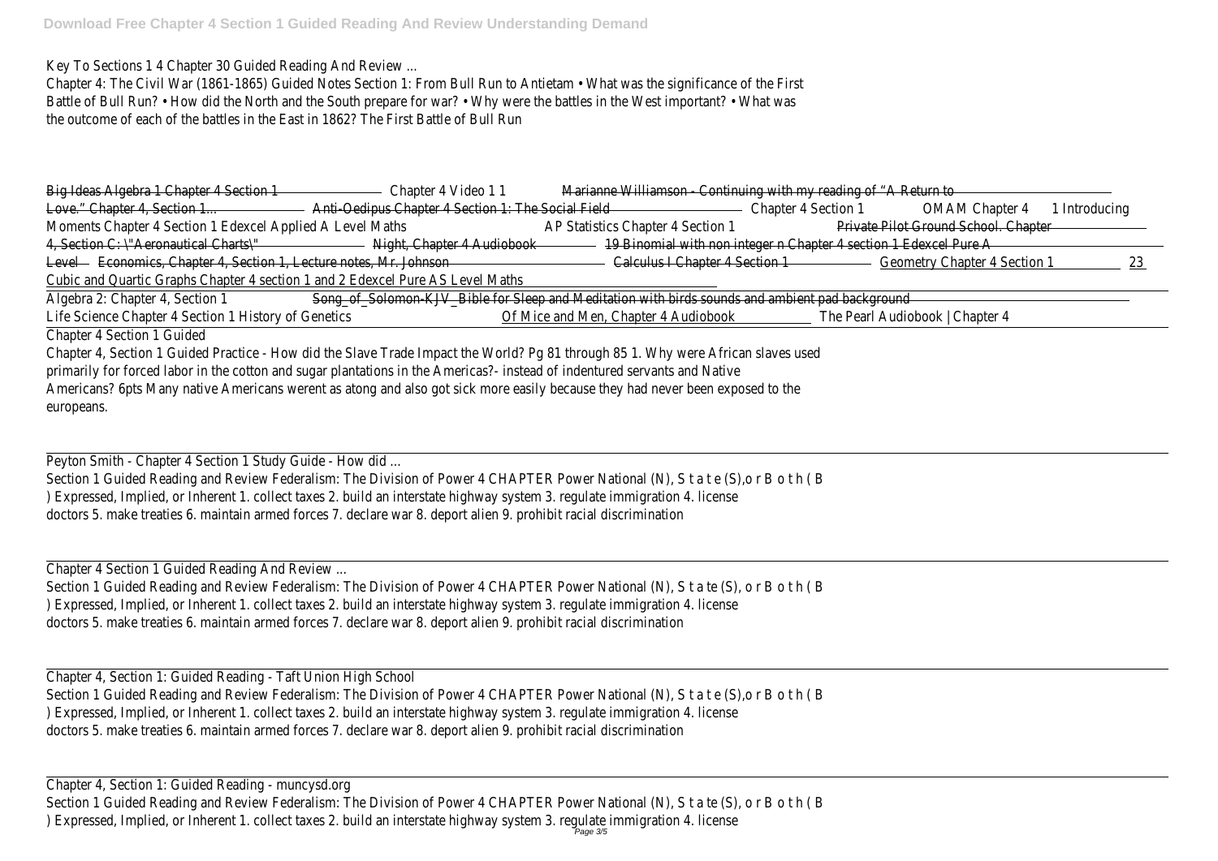Key To Sections 1 4 Chapter 30 Guided Reading And Review ...

Chapter 4: The Civil War (1861-1865) Guided Notes Section 1: From Bull Run to Antietam • What was the significance of the First Battle of Bull Run? • How did the North and the South prepare for war? • Why were the battles in the West important? • What was the outcome of each of the battles in the East in 1862? The First Battle of Bull Run

Big Ideas Algebra 1 Chapter 4 Section 1 Chapter 4 Video 1 1 Marianne Williamson - Continuing with my reading of "A Return to Love." Chapter 4, Section 1... Anti-Oedipus Chapter 4 Section 1: The Social Field Chapter 4 Section 1 OMAM Chapter 4 1 Introducing Moments Chapter 4 Section 1 Edexcel Applied A Level Maths AP Statistics Chapter 4 Section 1 Private Pilot Ground School. Chapter 4, Section C: \"Aeronautical Charts\" Night, Chapter 4 Audiobook 19 Binomial with non integer n Chapter 4 section 1 Edexcel Pure A Level Economics, Chapter 4, Section 1, Lecture notes, Mr. Johnson Calculus I Chapter 4 Section 1 Geometry Chapter 4 Section 1 23 Cubic and Quartic Graphs Chapter 4 section 1 and 2 Edexcel Pure AS Level Maths

Algebra 2: Chapter 4, Section 1 Song_of_Solomon-KJV_Bible for Sleep and Meditation with birds sounds and ambient pad background Life Science Chapter 4 Section 1 History of Genetics Of Mice and Men, Chapter 4 Audiobook The Pearl Audiobook | Chapter 4

Chapter 4 Section 1 Guided

Chapter 4, Section 1 Guided Practice - How did the Slave Trade Impact the World? Pg 81 through 85 1. Why were African slaves used primarically for forced labor in the cotton and sugar plantations in the Americas?- instead of indentured servants and Native Americans? 6pts Many native Americans werent as atong and also got sick more easily because they had never been exposed to the europeans.

Peyton Smith - Chapter 4 Section 1 Study Guide - How did ...

Section 1 Guided Reading and Review Federalism: The Division of Power 4 CHAPTER Power National (N), S t a t e (S),o r B o t h ( B ) Expressed, Implied, or Inherent 1. collect taxes 2. build an interstate highway system 3. regulate immigration 4. license doctors 5. make treaties 6. maintain armed forces 7. declare war 8. deport alien 9. prohibit racial discrimination

Chapter 4 Section 1 Guided Reading And Review ...

Section 1 Guided Reading and Review Federalism: The Division of Power 4 CHAPTER Power National (N), S t a te (S), o r B o t h ( B ) Expressed, Implied, or Inherent 1. collect taxes 2. build an interstate highway system 3. regulate immigration 4. license doctors 5. make treaties 6. maintain armed forces 7. declare war 8. deport alien 9. prohibit racial discrimination

Chapter 4, Section 1: Guided Reading - Taft Union High School

Section 1 Guided Reading and Review Federalism: The Division of Power 4 CHAPTER Power National (N), S t a t e (S),o r B o t h ( B ) Expressed, Implied, or Inherent 1. collect taxes 2. build an interstate highway system 3. regulate immigration 4. license doctors 5. make treaties 6. maintain armed forces 7. declare war 8. deport alien 9. prohibit racial discrimination

Chapter 4, Section 1: Guided Reading - muncysd.org

Section 1 Guided Reading and Review Federalism: The Division of Power 4 CHAPTER Power National (N), S t a te (S), o r B o t h ( B ) Expressed, Implied, or Inherent 1. collect taxes 2. build an interstate highway system 3. regulate immigration 4. license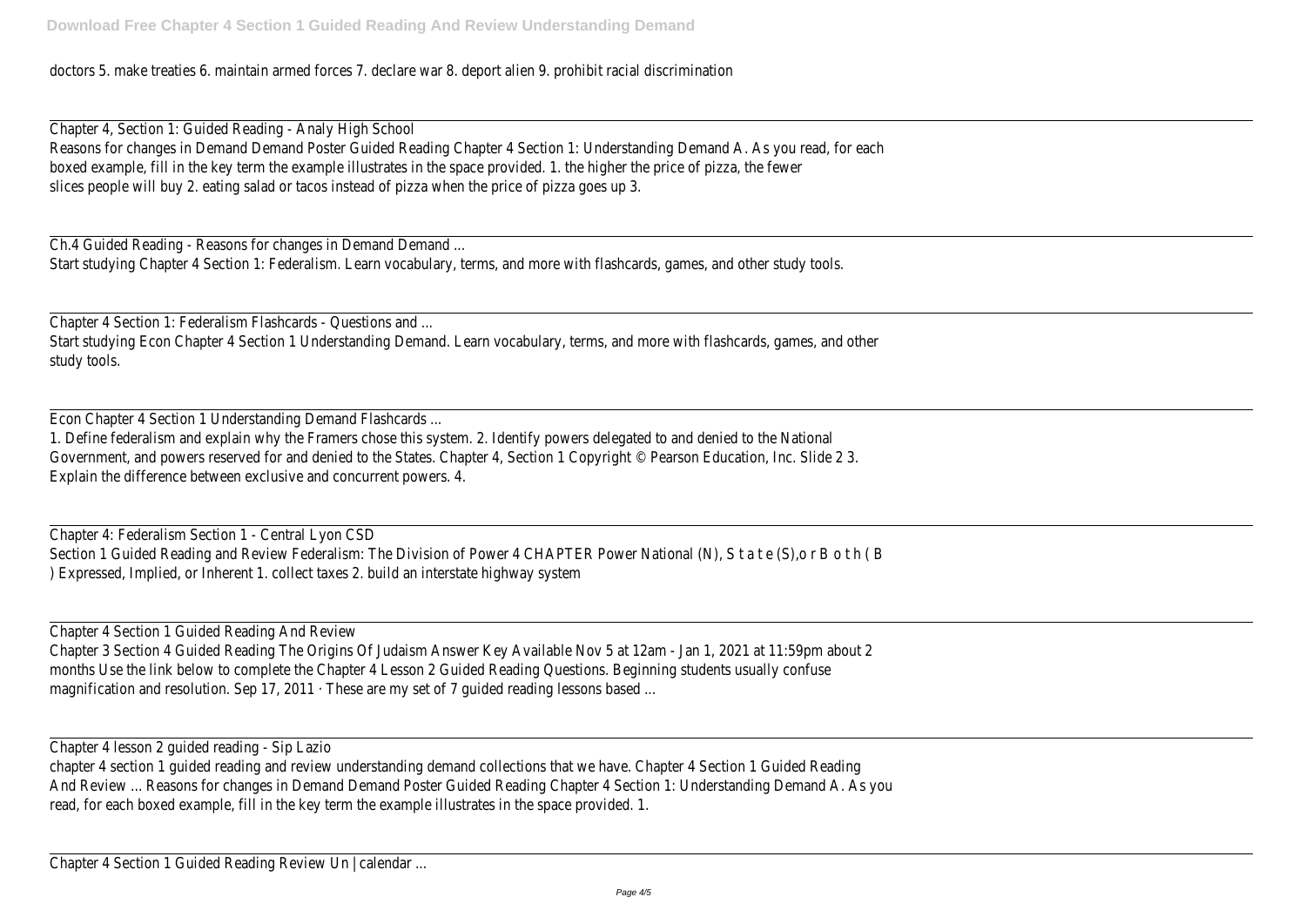doctors 5. make treaties 6. maintain armed forces 7. declare war 8. deport alien 9. prohibit racial discrimination

Chapter 4, Section 1: Guided Reading - Analy High School
Reasons for changes in Demand Demand Poster Guided Reading Chapter 4 Section 1: Understanding Demand A. As you read, for each boxed example, fill in the key term the example illustrates in the space provided. 1. the higher the price of pizza, the fewer slices people will buy 2. eating salad or tacos instead of pizza when the price of pizza goes up 3.

Ch.4 Guided Reading - Reasons for changes in Demand Demand ...
Start studying Chapter 4 Section 1: Federalism. Learn vocabulary, terms, and more with flashcards, games, and other study tools.

Chapter 4 Section 1: Federalism Flashcards - Questions and ...
Start studying Econ Chapter 4 Section 1 Understanding Demand. Learn vocabulary, terms, and more with flashcards, games, and other study tools.

Econ Chapter 4 Section 1 Understanding Demand Flashcards ...
1. Define federalism and explain why the Framers chose this system. 2. Identify powers delegated to and denied to the National Government, and powers reserved for and denied to the States. Chapter 4, Section 1 Copyright © Pearson Education, Inc. Slide 2 3. Explain the difference between exclusive and concurrent powers. 4.

Chapter 4: Federalism Section 1 - Central Lyon CSD
Section 1 Guided Reading and Review Federalism: The Division of Power 4 CHAPTER Power National (N), S t a t e (S),o r B o t h ( B ) Expressed, Implied, or Inherent 1. collect taxes 2. build an interstate highway system

Chapter 4 Section 1 Guided Reading And Review
Chapter 3 Section 4 Guided Reading The Origins Of Judaism Answer Key Available Nov 5 at 12am - Jan 1, 2021 at 11:59pm about 2 months Use the link below to complete the Chapter 4 Lesson 2 Guided Reading Questions. Beginning students usually confuse magnification and resolution. Sep 17, 2011 · These are my set of 7 guided reading lessons based ...

Chapter 4 lesson 2 guided reading - Sip Lazio
chapter 4 section 1 guided reading and review understanding demand collections that we have. Chapter 4 Section 1 Guided Reading And Review ... Reasons for changes in Demand Demand Poster Guided Reading Chapter 4 Section 1: Understanding Demand A. As you read, for each boxed example, fill in the key term the example illustrates in the space provided. 1.

Chapter 4 Section 1 Guided Reading Review Un | calendar ...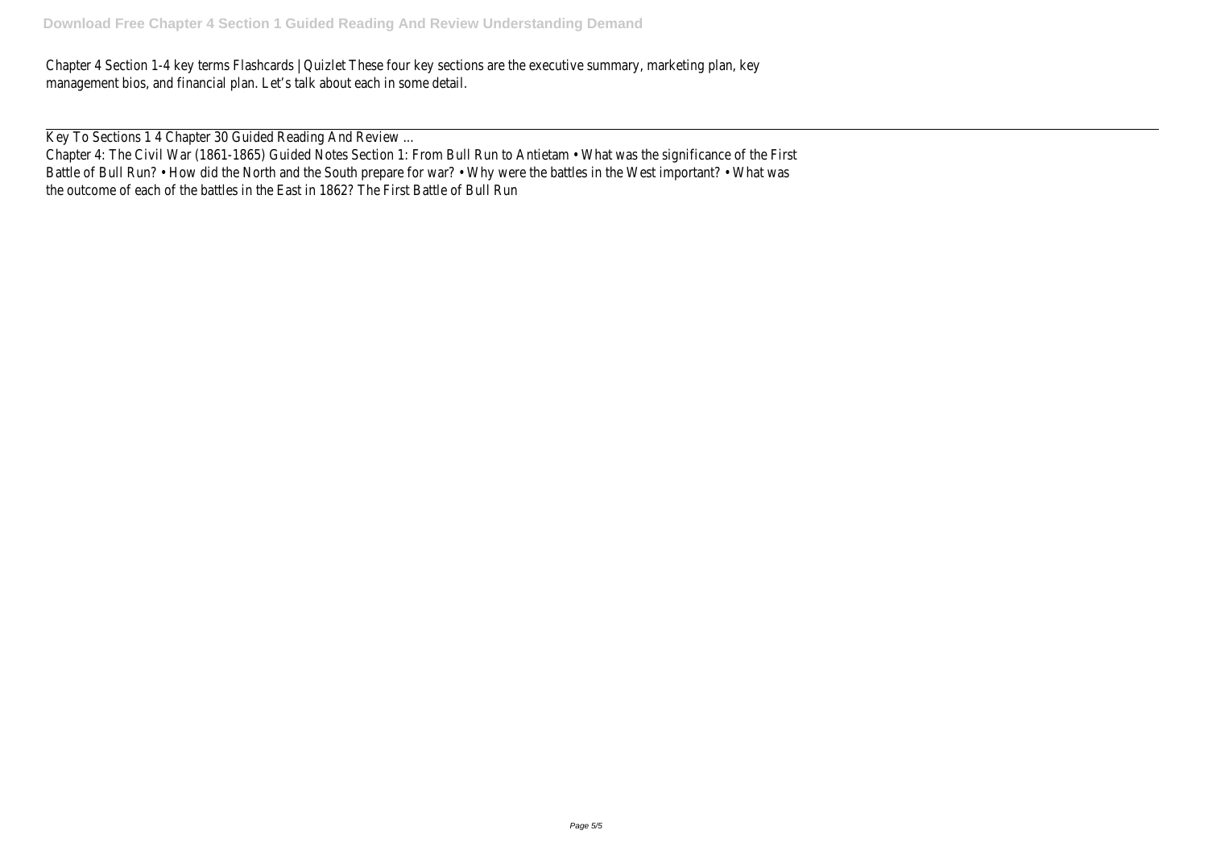Chapter 4 Section 1-4 key terms Flashcards | Quizlet These four key sections are the executive summary, marketing plan, key management bios, and financial plan. Let's talk about each in some detail.

---

Key To Sections 1 4 Chapter 30 Guided Reading And Review ...

Chapter 4: The Civil War (1861-1865) Guided Notes Section 1: From Bull Run to Antietam • What was the significance of the First Battle of Bull Run? • How did the North and the South prepare for war? • Why were the battles in the West important? • What was the outcome of each of the battles in the East in 1862? The First Battle of Bull Run